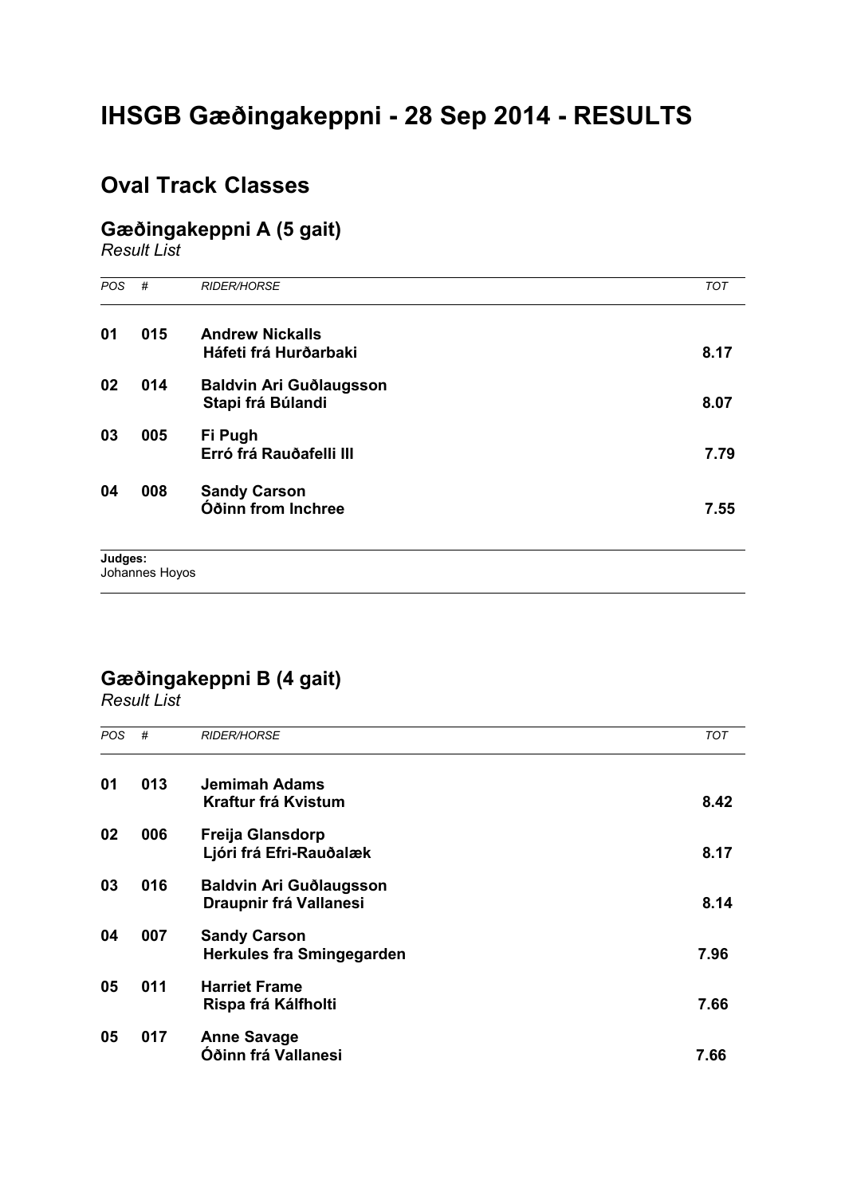# IHSGB Gæðingakeppni - 28 Sep 2014 - RESULTS

## Oval Track Classes

### Gæðingakeppni A (5 gait)

*Result List*

| *POS* | *#* | *RIDER/HORSE* | *TOT* |
|---|---|---|---|
| **01** | **015** | **Andrew Nickalls**<br>**Háfeti frá Hurðarbaki** | **8.17** |
| **02** | **014** | **Baldvin Ari Guðlaugsson**<br>**Stapi frá Búlandi** | **8.07** |
| **03** | **005** | **Fi Pugh**<br>**Erró frá Rauðafelli III** | **7.79** |
| **04** | **008** | **Sandy Carson**<br>**Óðinn from Inchree** | **7.55** |

**Judges:**
Johannes Hoyos

### Gæðingakeppni B (4 gait)

*Result List*

| *POS* | *#* | *RIDER/HORSE* | *TOT* |
|---|---|---|---|
| **01** | **013** | **Jemimah Adams**<br>**Kraftur frá Kvistum** | **8.42** |
| **02** | **006** | **Freija Glansdorp**<br>**Ljóri frá Efri-Rauðalæk** | **8.17** |
| **03** | **016** | **Baldvin Ari Guðlaugsson**<br>**Draupnir frá Vallanesi** | **8.14** |
| **04** | **007** | **Sandy Carson**<br>**Herkules fra Smingegarden** | **7.96** |
| **05** | **011** | **Harriet Frame**<br>**Rispa frá Kálfholti** | **7.66** |
| **05** | **017** | **Anne Savage**<br>**Óðinn frá Vallanesi** | **7.66** |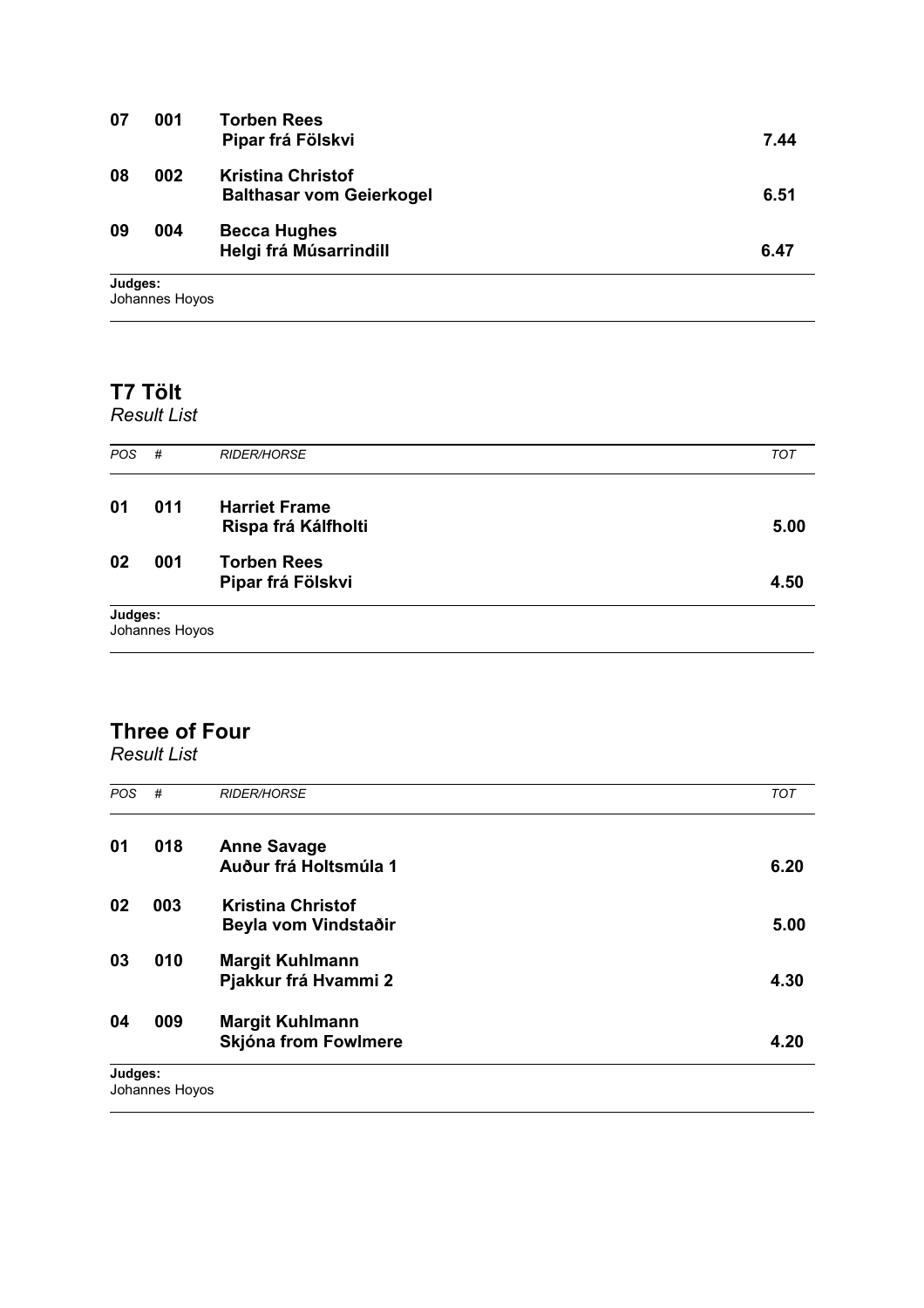| POS | # | RIDER/HORSE | TOT |
|---|---|---|---|
| **07** | **001** | **Torben Rees**<br>**Pipar frá Fölskvi** | **7.44** |
| **08** | **002** | **Kristina Christof**<br>**Balthasar vom Geierkogel** | **6.51** |
| **09** | **004** | **Becca Hughes**<br>**Helgi frá Músarrindill** | **6.47** |

**Judges:**
Johannes Hoyos

## T7 Tölt

*Result List*

| *POS* | *#* | *RIDER/HORSE* | *TOT* |
|---|---|---|---|
| **01** | **011** | **Harriet Frame**<br>**Rispa frá Kálfholti** | **5.00** |
| **02** | **001** | **Torben Rees**<br>**Pipar frá Fölskvi** | **4.50** |

**Judges:**
Johannes Hoyos

## Three of Four

*Result List*

| *POS* | *#* | *RIDER/HORSE* | *TOT* |
|---|---|---|---|
| **01** | **018** | **Anne Savage**<br>**Auður frá Holtsmúla 1** | **6.20** |
| **02** | **003** | **Kristina Christof**<br>**Beyla vom Vindstaðir** | **5.00** |
| **03** | **010** | **Margit Kuhlmann**<br>**Pjakkur frá Hvammi 2** | **4.30** |
| **04** | **009** | **Margit Kuhlmann**<br>**Skjóna from Fowlmere** | **4.20** |

**Judges:**
Johannes Hoyos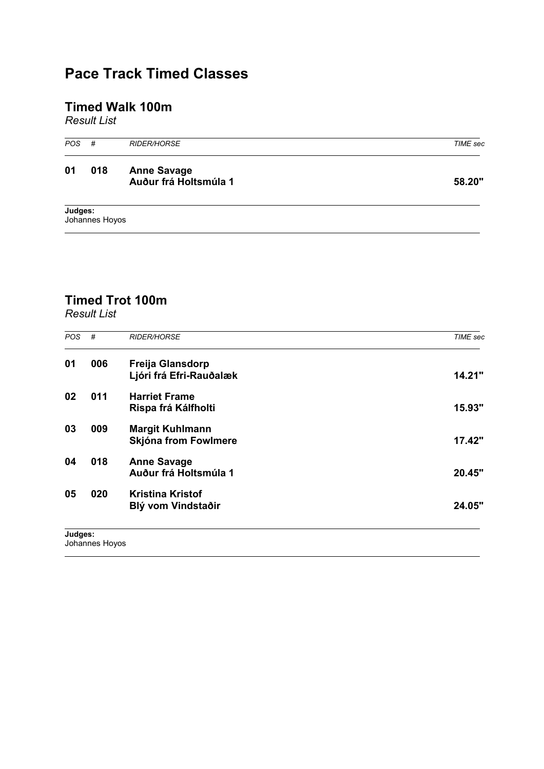# Pace Track Timed Classes

## Timed Walk 100m

*Result List*

| *POS* | *#* | *RIDER/HORSE* | *TIME sec* |
|---|---|---|---|
| **01** | **018** | **Anne Savage**<br>**Auður frá Holtsmúla 1** | **58.20"** |

**Judges:**
Johannes Hoyos

## Timed Trot 100m

*Result List*

| *POS* | *#* | *RIDER/HORSE* | *TIME sec* |
|---|---|---|---|
| **01** | **006** | **Freija Glansdorp**<br>**Ljóri frá Efri-Rauðalæk** | **14.21"** |
| **02** | **011** | **Harriet Frame**<br>**Rispa frá Kálfholti** | **15.93"** |
| **03** | **009** | **Margit Kuhlmann**<br>**Skjóna from Fowlmere** | **17.42"** |
| **04** | **018** | **Anne Savage**<br>**Auður frá Holtsmúla 1** | **20.45"** |
| **05** | **020** | **Kristina Kristof**<br>**Blý vom Vindstaðir** | **24.05"** |

**Judges:**
Johannes Hoyos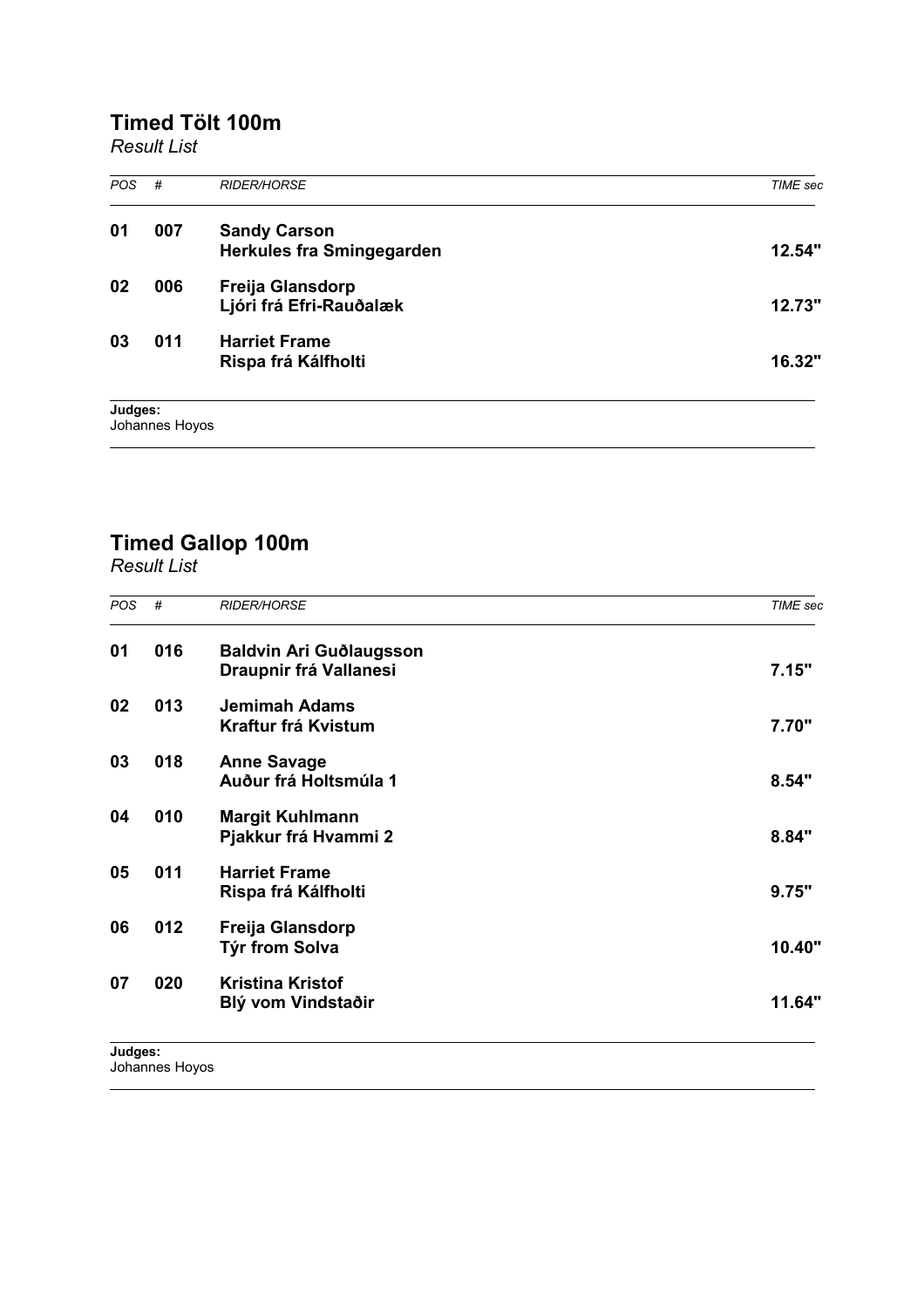## Timed Tölt 100m

*Result List*

| *POS* | *#* | *RIDER/HORSE* | *TIME sec* |
|---|---|---|---|
| **01** | **007** | **Sandy Carson**<br>**Herkules fra Smingegarden** | **12.54"** |
| **02** | **006** | **Freija Glansdorp**<br>**Ljóri frá Efri-Rauðalæk** | **12.73"** |
| **03** | **011** | **Harriet Frame**<br>**Rispa frá Kálfholti** | **16.32"** |

**Judges:**
Johannes Hoyos

## Timed Gallop 100m

*Result List*

| *POS* | *#* | *RIDER/HORSE* | *TIME sec* |
|---|---|---|---|
| **01** | **016** | **Baldvin Ari Guðlaugsson**<br>**Draupnir frá Vallanesi** | **7.15"** |
| **02** | **013** | **Jemimah Adams**<br>**Kraftur frá Kvistum** | **7.70"** |
| **03** | **018** | **Anne Savage**<br>**Auður frá Holtsmúla 1** | **8.54"** |
| **04** | **010** | **Margit Kuhlmann**<br>**Pjakkur frá Hvammi 2** | **8.84"** |
| **05** | **011** | **Harriet Frame**<br>**Rispa frá Kálfholti** | **9.75"** |
| **06** | **012** | **Freija Glansdorp**<br>**Týr from Solva** | **10.40"** |
| **07** | **020** | **Kristina Kristof**<br>**Blý vom Vindstaðir** | **11.64"** |

**Judges:**
Johannes Hoyos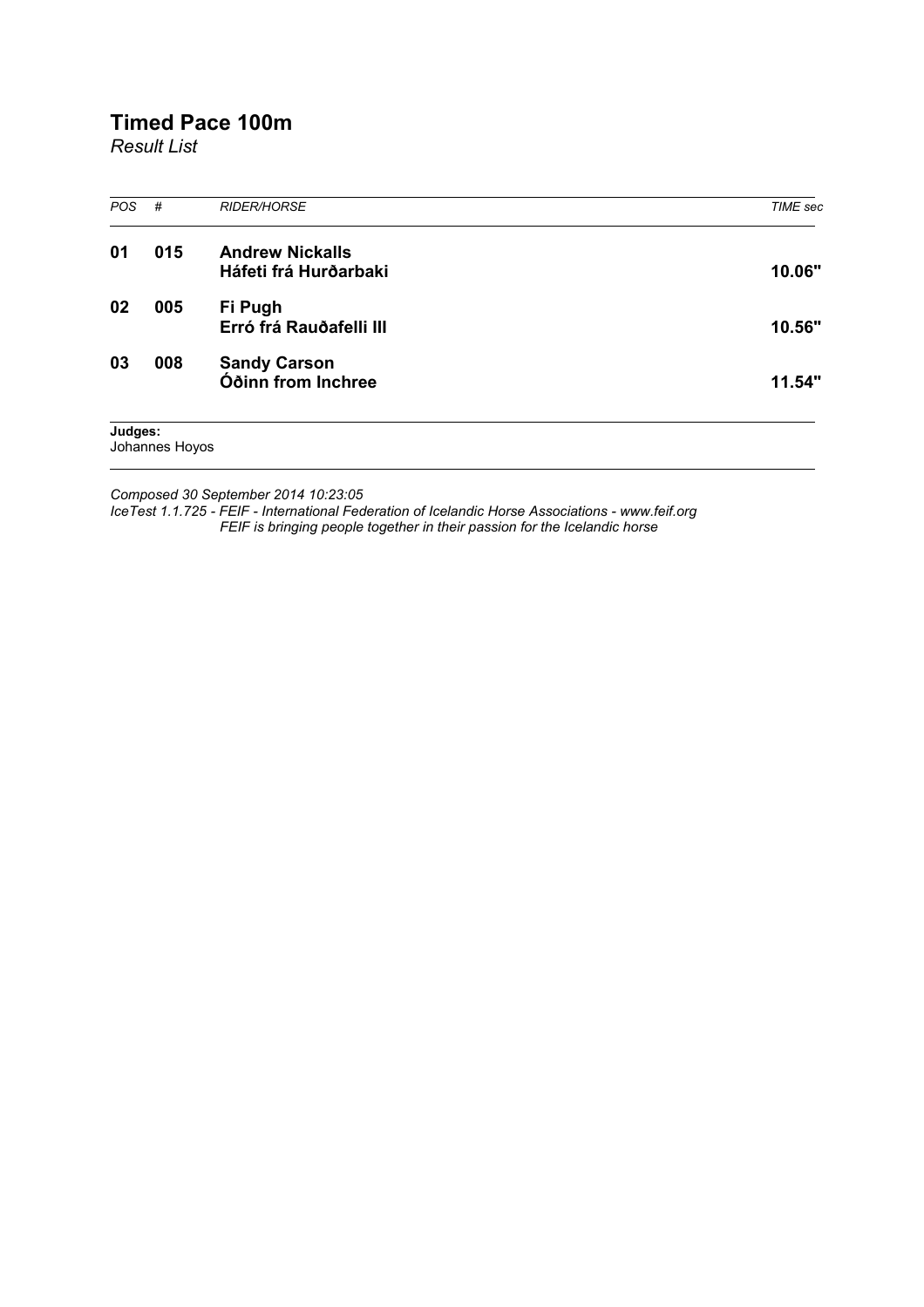# Timed Pace 100m

*Result List*

| *POS* | *#* | *RIDER/HORSE* | *TIME sec* |
|---|---|---|---|
| **01** | **015** | **Andrew Nickalls**<br>**Háfeti frá Hurðarbaki** | **10.06"** |
| **02** | **005** | **Fi Pugh**<br>**Erró frá Rauðafelli III** | **10.56"** |
| **03** | **008** | **Sandy Carson**<br>**Óðinn from Inchree** | **11.54"** |

**Judges:**
Johannes Hoyos

*Composed 30 September 2014 10:23:05*
*IceTest 1.1.725 - FEIF - International Federation of Icelandic Horse Associations - www.feif.org*
*FEIF is bringing people together in their passion for the Icelandic horse*